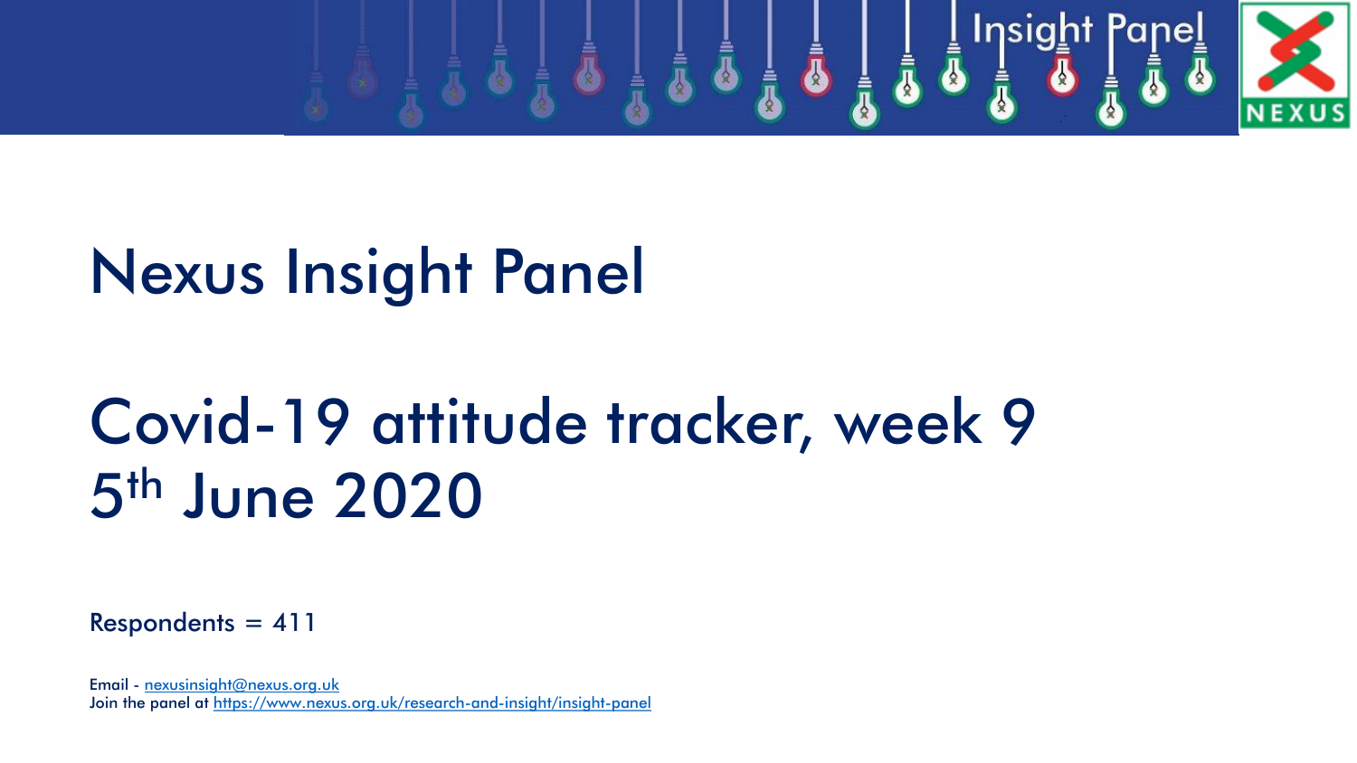# Nexus Insight Panel

# Covid-19 attitude tracker, week 9
# 5th June 2020

Respondents = 411

Email - nexusinsight@nexus.org.uk
Join the panel at https://www.nexus.org.uk/research-and-insight/insight-panel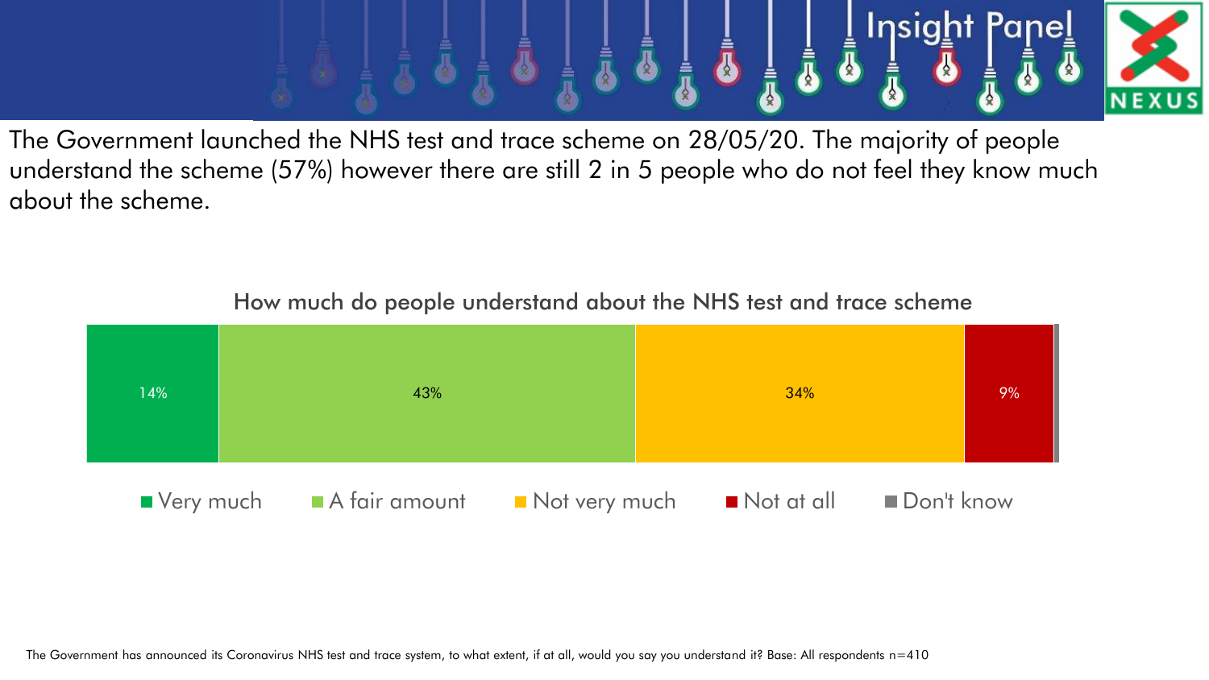The Government launched the NHS test and trace scheme on 28/05/20. The majority of people understand the scheme (57%) however there are still 2 in 5 people who do not feel they know much about the scheme.

**How much do people understand about the NHS test and trace scheme**

| Very much | A fair amount | Not very much | Not at all | Don't know |
|---|---|---|---|---|
| 14% | 43% | 34% | 9% | |

The Government has announced its Coronavirus NHS test and trace system, to what extent, if at all, would you say you understand it? Base: All respondents n=410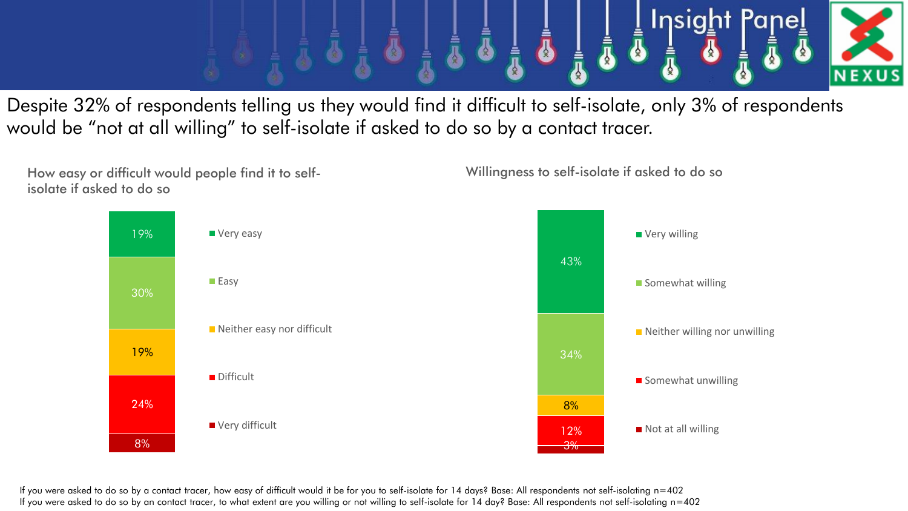Despite 32% of respondents telling us they would find it difficult to self-isolate, only 3% of respondents would be "not at all willing" to self-isolate if asked to do so by a contact tracer.

**How easy or difficult would people find it to self-isolate if asked to do so**

| Response | % |
|---|---|
| Very easy | 19% |
| Easy | 30% |
| Neither easy nor difficult | 19% |
| Difficult | 24% |
| Very difficult | 8% |

**Willingness to self-isolate if asked to do so**

| Response | % |
|---|---|
| Very willing | 43% |
| Somewhat willing | 34% |
| Neither willing nor unwilling | 8% |
| Somewhat unwilling | 12% |
| Not at all willing | 3% |

If you were asked to do so by a contact tracer, how easy of difficult would it be for you to self-isolate for 14 days? Base: All respondents not self-isolating n=402
If you were asked to do so by an contact tracer, to what extent are you willing or not willing to self-isolate for 14 day? Base: All respondents not self-isolating n=402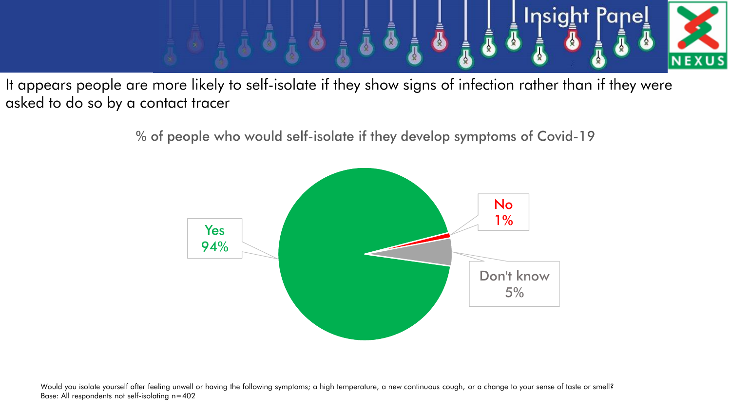It appears people are more likely to self-isolate if they show signs of infection rather than if they were asked to do so by a contact tracer

% of people who would self-isolate if they develop symptoms of Covid-19

| Response | % |
| --- | --- |
| Yes | 94% |
| No | 1% |
| Don't know | 5% |

Would you isolate yourself after feeling unwell or having the following symptoms; a high temperature, a new continuous cough, or a change to your sense of taste or smell?
Base: All respondents not self-isolating n=402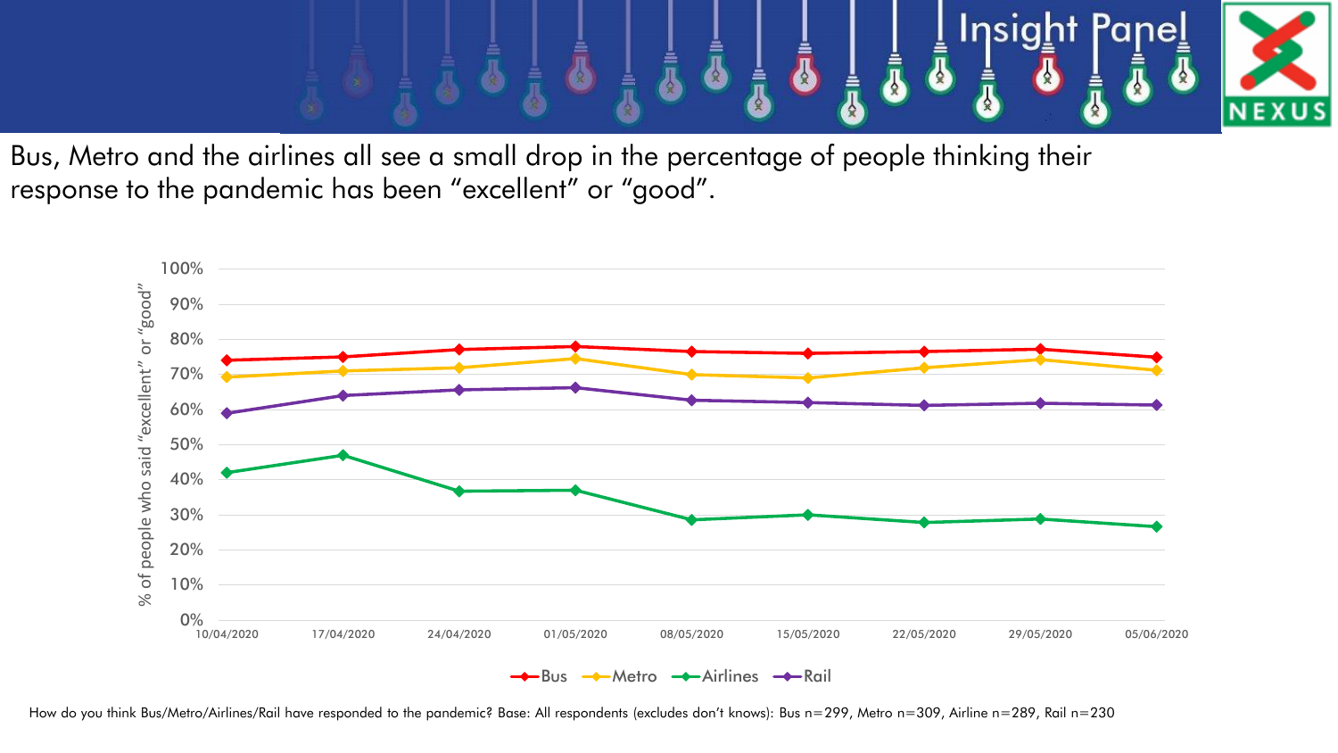Bus, Metro and the airlines all see a small drop in the percentage of people thinking their response to the pandemic has been "excellent" or "good".

How do you think Bus/Metro/Airlines/Rail have responded to the pandemic? Base: All respondents (excludes don't knows): Bus n=299, Metro n=309, Airline n=289, Rail n=230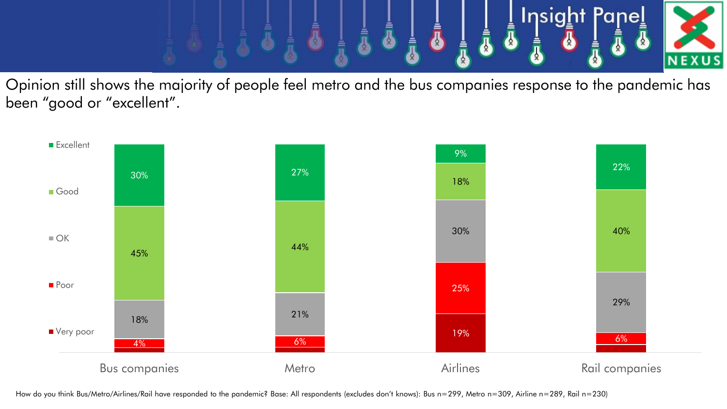Opinion still shows the majority of people feel metro and the bus companies response to the pandemic has been "good or "excellent".

| | Bus companies | Metro | Airlines | Rail companies |
|---|---|---|---|---|
| Excellent | 30% | 27% | 9% | 22% |
| Good | 45% | 44% | 18% | 40% |
| OK | 18% | 21% | 30% | 29% |
| Poor | 4% | 6% | 25% | 6% |
| Very poor | | | 19% | |

How do you think Bus/Metro/Airlines/Rail have responded to the pandemic? Base: All respondents (excludes don't knows): Bus n=299, Metro n=309, Airline n=289, Rail n=230)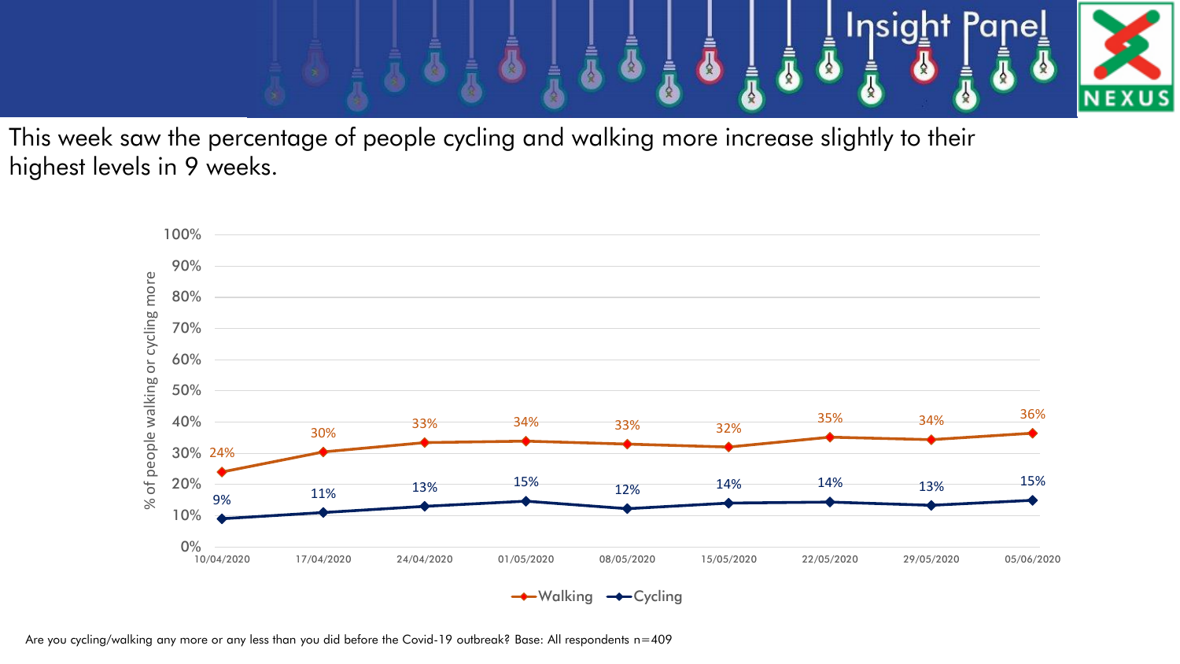This week saw the percentage of people cycling and walking more increase slightly to their highest levels in 9 weeks.

| Date | Walking | Cycling |
| --- | --- | --- |
| 10/04/2020 | 24% | 9% |
| 17/04/2020 | 30% | 11% |
| 24/04/2020 | 33% | 13% |
| 01/05/2020 | 34% | 15% |
| 08/05/2020 | 33% | 12% |
| 15/05/2020 | 32% | 14% |
| 22/05/2020 | 35% | 14% |
| 29/05/2020 | 34% | 13% |
| 05/06/2020 | 36% | 15% |

Are you cycling/walking any more or any less than you did before the Covid-19 outbreak? Base: All respondents n=409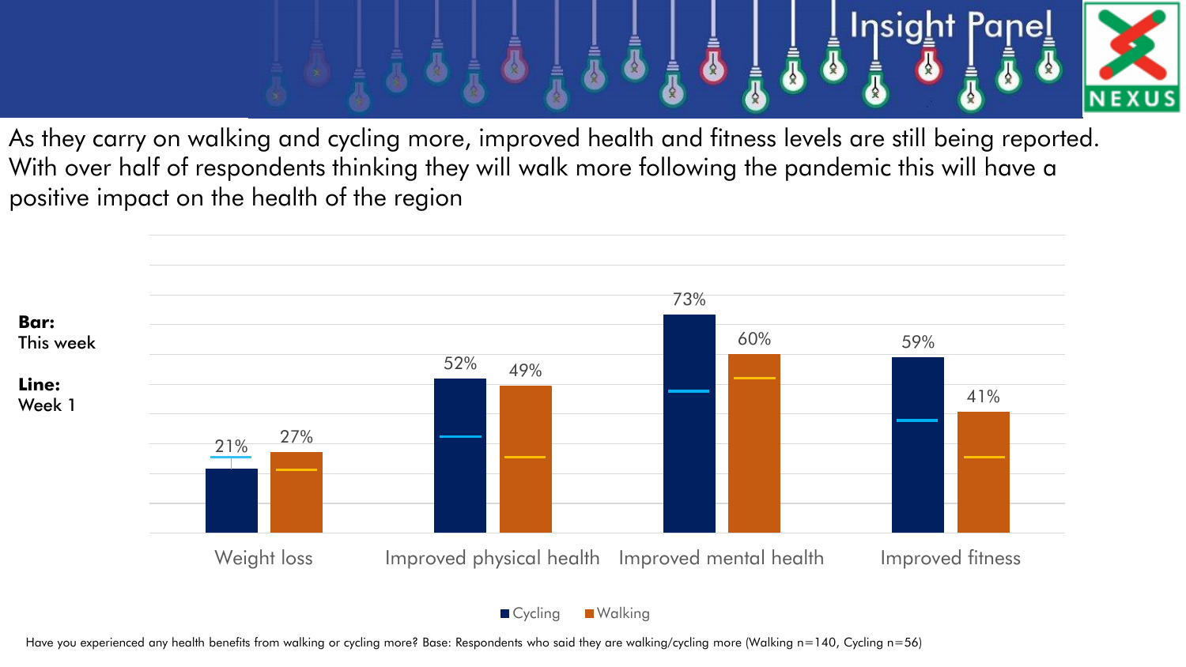As they carry on walking and cycling more, improved health and fitness levels are still being reported. With over half of respondents thinking they will walk more following the pandemic this will have a positive impact on the health of the region

**Bar:** This week

**Line:** Week 1

| | Cycling | Walking |
|---|---|---|
| Weight loss | 21% | 27% |
| Improved physical health | 52% | 49% |
| Improved mental health | 73% | 60% |
| Improved fitness | 59% | 41% |

Have you experienced any health benefits from walking or cycling more? Base: Respondents who said they are walking/cycling more (Walking n=140, Cycling n=56)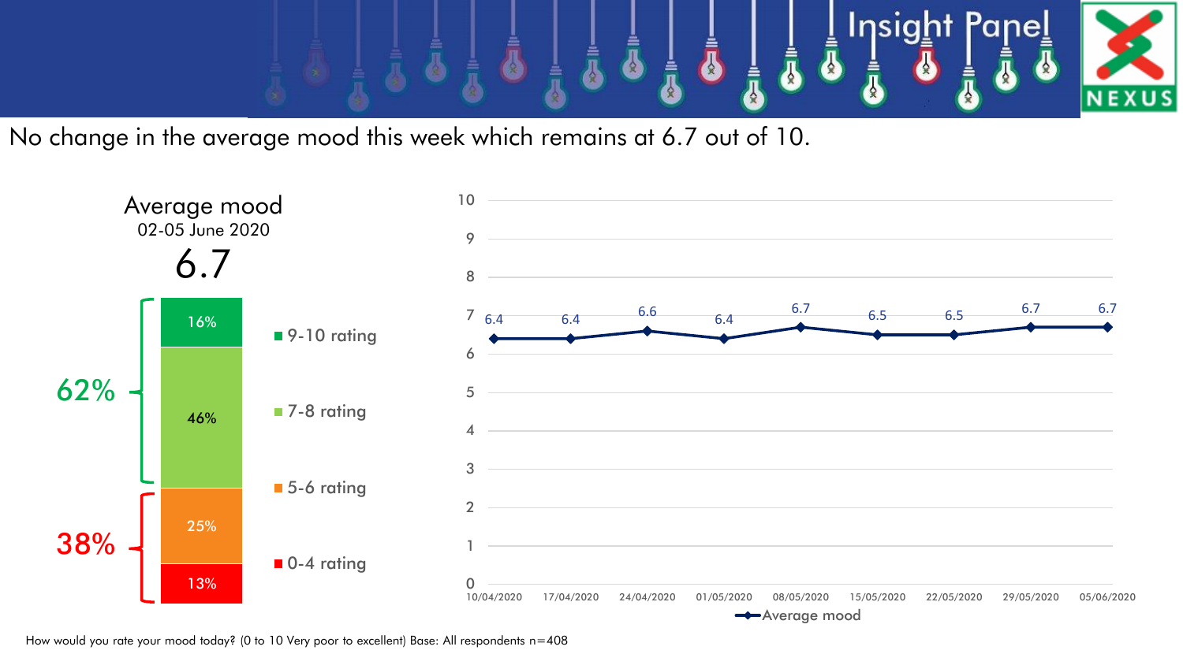No change in the average mood this week which remains at 6.7 out of 10.

**Average mood**
02-05 June 2020
**6.7**

| Rating | % |
| --- | --- |
| 9-10 rating | 16% |
| 7-8 rating | 46% |
| 5-6 rating | 25% |
| 0-4 rating | 13% |

62% (7-10 rating)
38% (0-6 rating)

| Date | Average mood |
| --- | --- |
| 10/04/2020 | 6.4 |
| 17/04/2020 | 6.4 |
| 24/04/2020 | 6.6 |
| 01/05/2020 | 6.4 |
| 08/05/2020 | 6.7 |
| 15/05/2020 | 6.5 |
| 22/05/2020 | 6.5 |
| 29/05/2020 | 6.7 |
| 05/06/2020 | 6.7 |

How would you rate your mood today? (0 to 10 Very poor to excellent) Base: All respondents n=408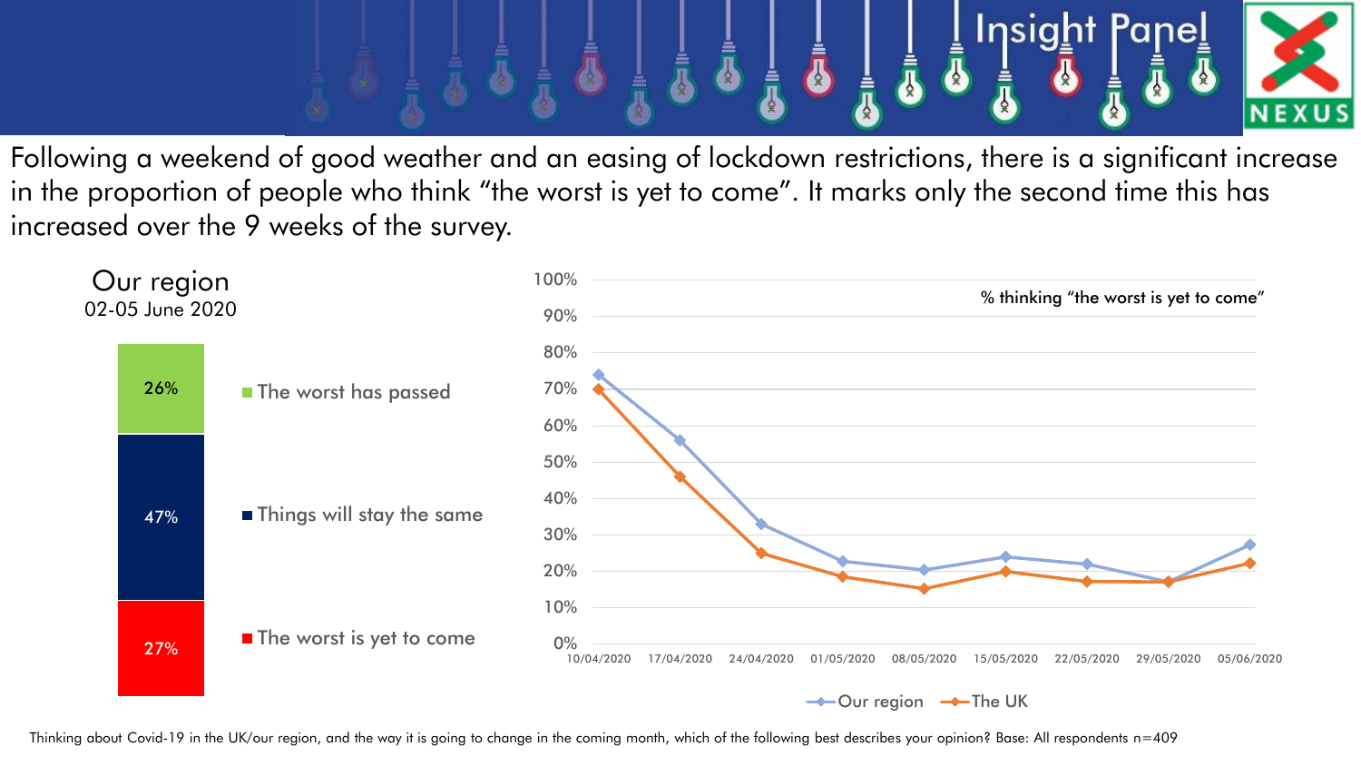Following a weekend of good weather and an easing of lockdown restrictions, there is a significant increase in the proportion of people who think "the worst is yet to come". It marks only the second time this has increased over the 9 weeks of the survey.

**Our region**
02-05 June 2020

| Response | % |
|---|---|
| The worst has passed | 26% |
| Things will stay the same | 47% |
| The worst is yet to come | 27% |

**% thinking "the worst is yet to come"**

| Date | Our region | The UK |
|---|---|---|
| 10/04/2020 | 74% | 70% |
| 17/04/2020 | 56% | 46% |
| 24/04/2020 | 33% | 25% |
| 01/05/2020 | 23% | 19% |
| 08/05/2020 | 21% | 15% |
| 15/05/2020 | 24% | 20% |
| 22/05/2020 | 22% | 17% |
| 29/05/2020 | 17% | 17% |
| 05/06/2020 | 27% | 22% |

Thinking about Covid-19 in the UK/our region, and the way it is going to change in the coming month, which of the following best describes your opinion? Base: All respondents n=409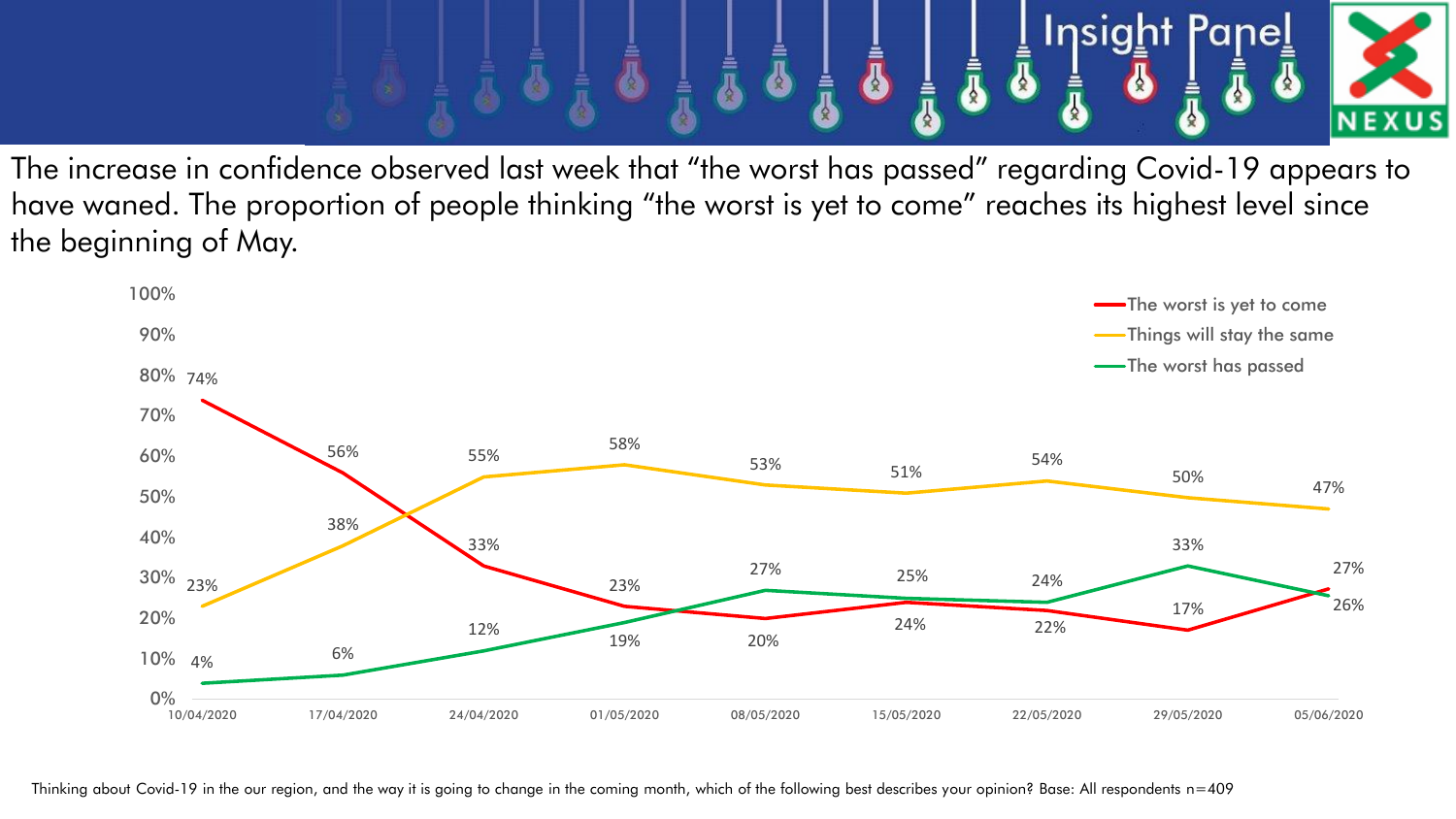The increase in confidence observed last week that "the worst has passed" regarding Covid-19 appears to have waned. The proportion of people thinking "the worst is yet to come" reaches its highest level since the beginning of May.

| Date | The worst is yet to come | Things will stay the same | The worst has passed |
|---|---|---|---|
| 10/04/2020 | 74% | 23% | 4% |
| 17/04/2020 | 56% | 38% | 6% |
| 24/04/2020 | 33% | 55% | 12% |
| 01/05/2020 | 23% | 58% | 19% |
| 08/05/2020 | 20% | 53% | 27% |
| 15/05/2020 | 24% | 51% | 25% |
| 22/05/2020 | 22% | 54% | 24% |
| 29/05/2020 | 17% | 50% | 33% |
| 05/06/2020 | 27% | 47% | 26% |

Thinking about Covid-19 in the our region, and the way it is going to change in the coming month, which of the following best describes your opinion? Base: All respondents n=409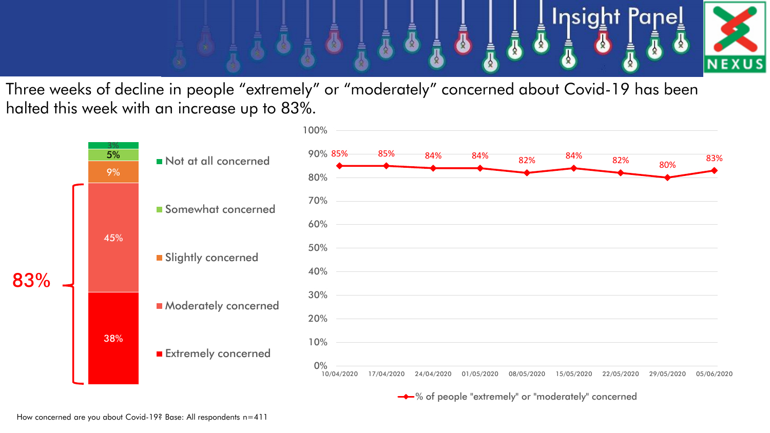Three weeks of decline in people "extremely" or "moderately" concerned about Covid-19 has been halted this week with an increase up to 83%.

| Response | % |
| --- | --- |
| Not at all concerned | 3% |
| Somewhat concerned | 5% |
| Slightly concerned | 9% |
| Moderately concerned | 45% |
| Extremely concerned | 38% |

83%

| Date | % of people "extremely" or "moderately" concerned |
| --- | --- |
| 10/04/2020 | 85% |
| 17/04/2020 | 85% |
| 24/04/2020 | 84% |
| 01/05/2020 | 84% |
| 08/05/2020 | 82% |
| 15/05/2020 | 84% |
| 22/05/2020 | 82% |
| 29/05/2020 | 80% |
| 05/06/2020 | 83% |

How concerned are you about Covid-19? Base: All respondents n=411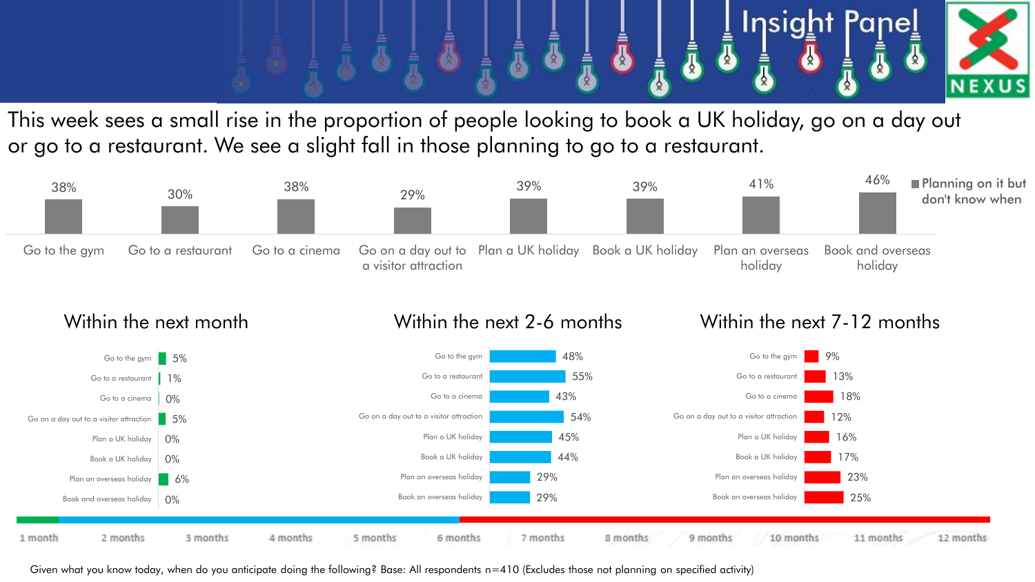Insight Panel

NEXUS

This week sees a small rise in the proportion of people looking to book a UK holiday, go on a day out or go to a restaurant. We see a slight fall in those planning to go to a restaurant.

**Planning on it but don't know when**

| Go to the gym | Go to a restaurant | Go to a cinema | Go on a day out to a visitor attraction | Plan a UK holiday | Book a UK holiday | Plan an overseas holiday | Book and overseas holiday |
|---|---|---|---|---|---|---|---|
| 38% | 30% | 38% | 29% | 39% | 39% | 41% | 46% |

## Within the next month

| Activity | % |
|---|---|
| Go to the gym | 5% |
| Go to a restaurant | 1% |
| Go to a cinema | 0% |
| Go on a day out to a visitor attraction | 5% |
| Plan a UK holiday | 0% |
| Book a UK holiday | 0% |
| Plan an overseas holiday | 6% |
| Book and overseas holiday | 0% |

## Within the next 2-6 months

| Activity | % |
|---|---|
| Go to the gym | 48% |
| Go to a restaurant | 55% |
| Go to a cinema | 43% |
| Go on a day out to a visitor attraction | 54% |
| Plan a UK holiday | 45% |
| Book a UK holiday | 44% |
| Plan an overseas holiday | 29% |
| Book an overseas holiday | 29% |

## Within the next 7-12 months

| Activity | % |
|---|---|
| Go to the gym | 9% |
| Go to a restaurant | 13% |
| Go to a cinema | 18% |
| Go on a day out to a visitor attraction | 12% |
| Plan a UK holiday | 16% |
| Book a UK holiday | 17% |
| Plan an overseas holiday | 23% |
| Book an overseas holiday | 25% |

1 month | 2 months | 3 months | 4 months | 5 months | 6 months | 7 months | 8 months | 9 months | 10 months | 11 months | 12 months

Given what you know today, when do you anticipate doing the following? Base: All respondents n=410 (Excludes those not planning on specified activity)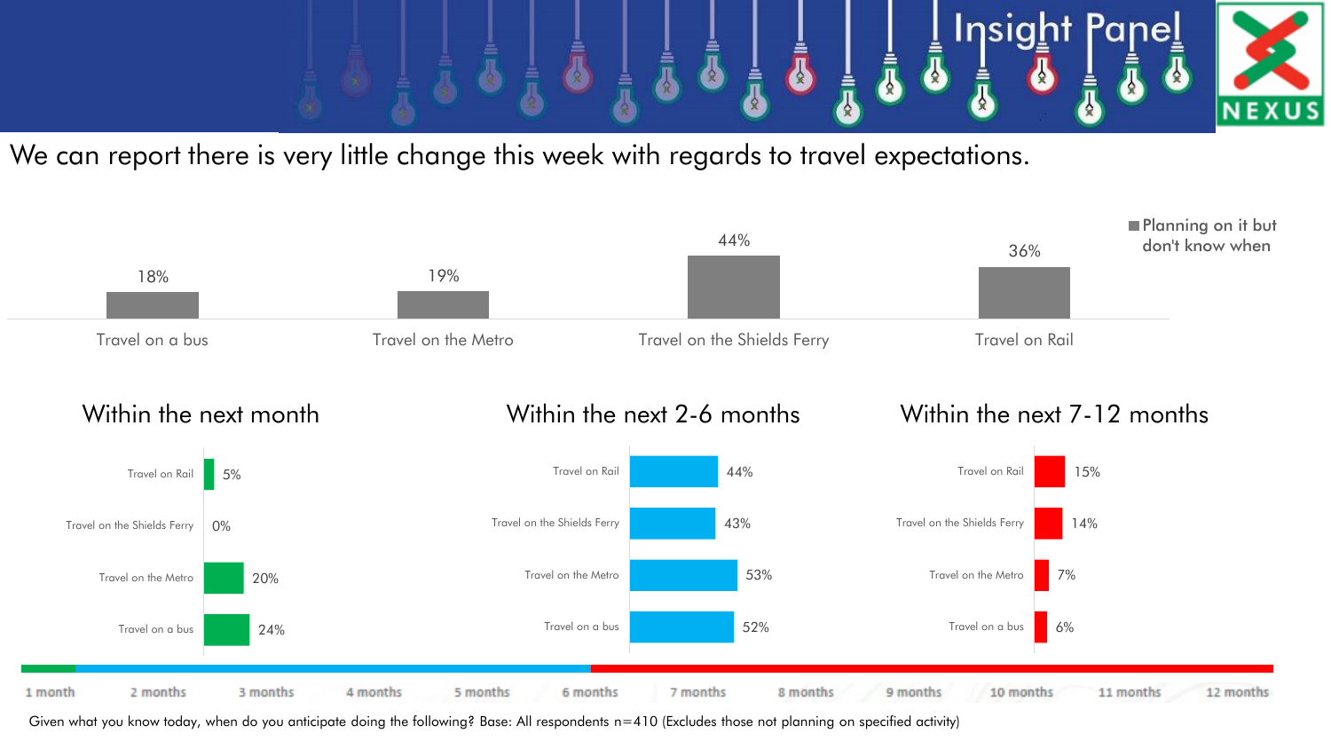We can report there is very little change this week with regards to travel expectations.

**Planning on it but don't know when**

| | Planning on it but don't know when |
|---|---|
| Travel on a bus | 18% |
| Travel on the Metro | 19% |
| Travel on the Shields Ferry | 44% |
| Travel on Rail | 36% |

| | Within the next month | Within the next 2-6 months | Within the next 7-12 months |
|---|---|---|---|
| Travel on Rail | 5% | 44% | 15% |
| Travel on the Shields Ferry | 0% | 43% | 14% |
| Travel on the Metro | 20% | 53% | 7% |
| Travel on a bus | 24% | 52% | 6% |

1 month | 2 months | 3 months | 4 months | 5 months | 6 months | 7 months | 8 months | 9 months | 10 months | 11 months | 12 months

Given what you know today, when do you anticipate doing the following? Base: All respondents n=410 (Excludes those not planning on specified activity)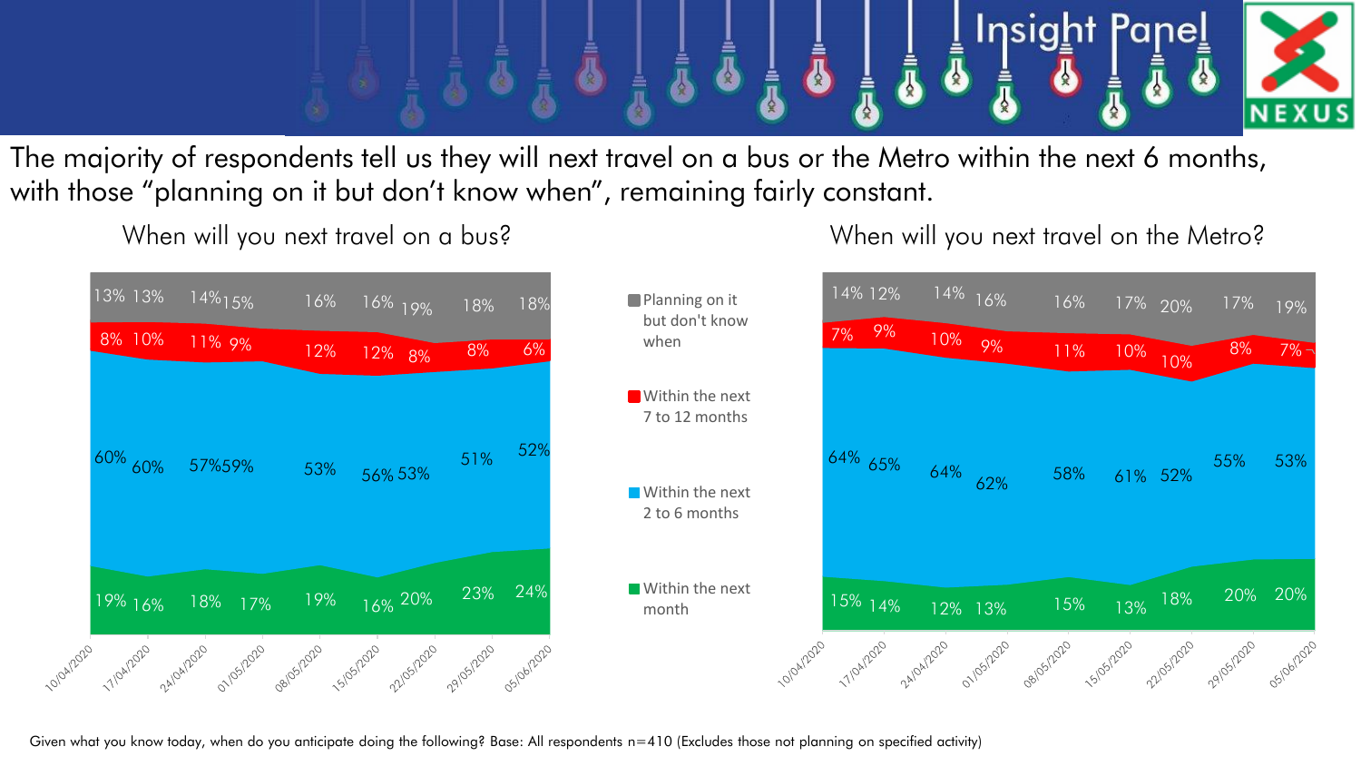The majority of respondents tell us they will next travel on a bus or the Metro within the next 6 months, with those "planning on it but don't know when", remaining fairly constant.

**When will you next travel on a bus?**

| Date | Within the next month | Within the next 2 to 6 months | Within the next 7 to 12 months | Planning on it but don't know when |
|---|---|---|---|---|
| 10/04/2020 | 19% | 60% | 8% | 13% |
| 17/04/2020 | 16% | 60% | 10% | 13% |
| 24/04/2020 | 18% | 57% | 11% | 14% |
| 01/05/2020 | 17% | 59% | 9% | 15% |
| 08/05/2020 | 19% | 53% | 12% | 16% |
| 15/05/2020 | 16% | 56% | 12% | 16% |
| 22/05/2020 | 20% | 53% | 8% | 19% |
| 29/05/2020 | 23% | 51% | 8% | 18% |
| 05/06/2020 | 24% | 52% | 6% | 18% |

**When will you next travel on the Metro?**

| Date | Within the next month | Within the next 2 to 6 months | Within the next 7 to 12 months | Planning on it but don't know when |
|---|---|---|---|---|
| 10/04/2020 | 15% | 64% | 7% | 14% |
| 17/04/2020 | 14% | 65% | 9% | 12% |
| 24/04/2020 | 12% | 64% | 10% | 14% |
| 01/05/2020 | 13% | 62% | 9% | 16% |
| 08/05/2020 | 15% | 58% | 11% | 16% |
| 15/05/2020 | 13% | 61% | 10% | 17% |
| 22/05/2020 | 18% | 52% | 10% | 20% |
| 29/05/2020 | 20% | 55% | 8% | 17% |
| 05/06/2020 | 20% | 53% | 7% | 19% |

Given what you know today, when do you anticipate doing the following? Base: All respondents n=410 (Excludes those not planning on specified activity)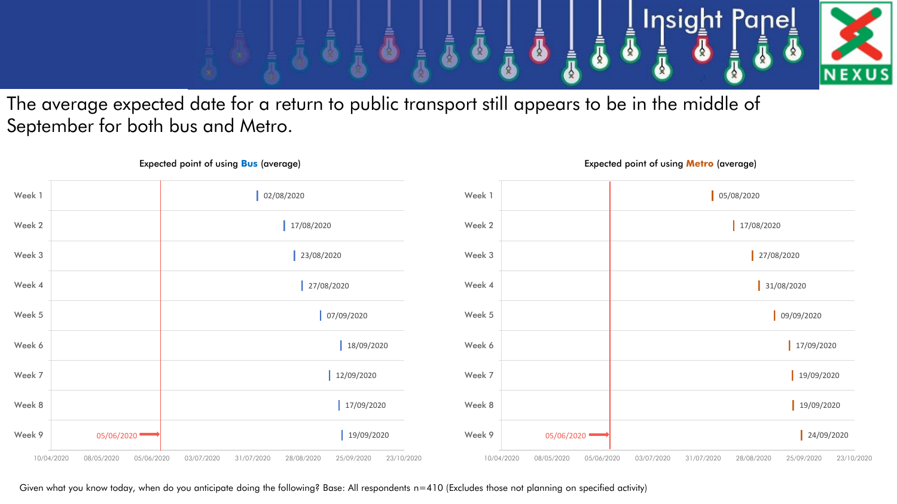The average expected date for a return to public transport still appears to be in the middle of September for both bus and Metro.

**Expected point of using Bus (average)**

| Week | Date |
| --- | --- |
| Week 1 | 02/08/2020 |
| Week 2 | 17/08/2020 |
| Week 3 | 23/08/2020 |
| Week 4 | 27/08/2020 |
| Week 5 | 07/09/2020 |
| Week 6 | 18/09/2020 |
| Week 7 | 12/09/2020 |
| Week 8 | 17/09/2020 |
| Week 9 | 19/09/2020 |

**Expected point of using Metro (average)**

| Week | Date |
| --- | --- |
| Week 1 | 05/08/2020 |
| Week 2 | 17/08/2020 |
| Week 3 | 27/08/2020 |
| Week 4 | 31/08/2020 |
| Week 5 | 09/09/2020 |
| Week 6 | 17/09/2020 |
| Week 7 | 19/09/2020 |
| Week 8 | 19/09/2020 |
| Week 9 | 24/09/2020 |

Reference line: 05/06/2020

Axis: 10/04/2020, 08/05/2020, 05/06/2020, 03/07/2020, 31/07/2020, 28/08/2020, 25/09/2020, 23/10/2020

Given what you know today, when do you anticipate doing the following? Base: All respondents n=410 (Excludes those not planning on specified activity)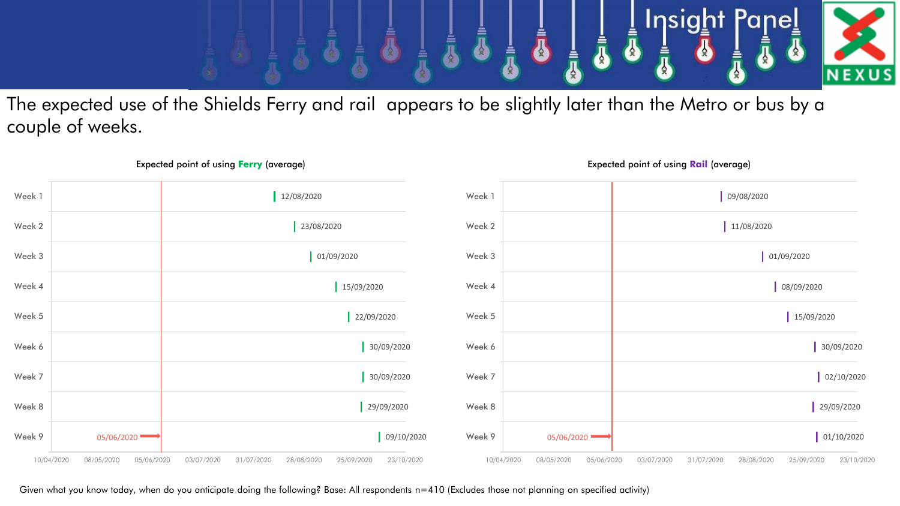The expected use of the Shields Ferry and rail appears to be slightly later than the Metro or bus by a couple of weeks.

**Expected point of using Ferry (average)**

| Week | Date |
|---|---|
| Week 1 | 12/08/2020 |
| Week 2 | 23/08/2020 |
| Week 3 | 01/09/2020 |
| Week 4 | 15/09/2020 |
| Week 5 | 22/09/2020 |
| Week 6 | 30/09/2020 |
| Week 7 | 30/09/2020 |
| Week 8 | 29/09/2020 |
| Week 9 | 09/10/2020 |

05/06/2020

10/04/2020, 08/05/2020, 05/06/2020, 03/07/2020, 31/07/2020, 28/08/2020, 25/09/2020, 23/10/2020

**Expected point of using Rail (average)**

| Week | Date |
|---|---|
| Week 1 | 09/08/2020 |
| Week 2 | 11/08/2020 |
| Week 3 | 01/09/2020 |
| Week 4 | 08/09/2020 |
| Week 5 | 15/09/2020 |
| Week 6 | 30/09/2020 |
| Week 7 | 02/10/2020 |
| Week 8 | 29/09/2020 |
| Week 9 | 01/10/2020 |

05/06/2020

10/04/2020, 08/05/2020, 05/06/2020, 03/07/2020, 31/07/2020, 28/08/2020, 25/09/2020, 23/10/2020

Given what you know today, when do you anticipate doing the following? Base: All respondents n=410 (Excludes those not planning on specified activity)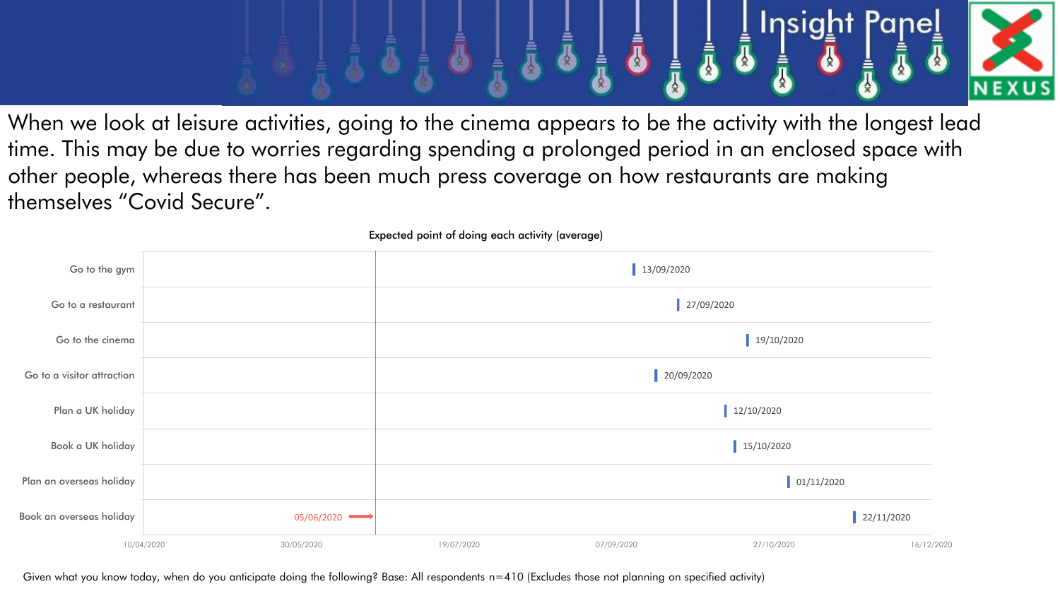When we look at leisure activities, going to the cinema appears to be the activity with the longest lead time. This may be due to worries regarding spending a prolonged period in an enclosed space with other people, whereas there has been much press coverage on how restaurants are making themselves “Covid Secure”.

**Expected point of doing each activity (average)**

| Activity | Expected date |
|---|---|
| Go to the gym | 13/09/2020 |
| Go to a restaurant | 27/09/2020 |
| Go to the cinema | 19/10/2020 |
| Go to a visitor attraction | 20/09/2020 |
| Plan a UK holiday | 12/10/2020 |
| Book a UK holiday | 15/10/2020 |
| Plan an overseas holiday | 01/11/2020 |
| Book an overseas holiday | 22/11/2020 |

Reference line: 05/06/2020

Axis: 10/04/2020, 30/05/2020, 19/07/2020, 07/09/2020, 27/10/2020, 16/12/2020

Given what you know today, when do you anticipate doing the following? Base: All respondents n=410 (Excludes those not planning on specified activity)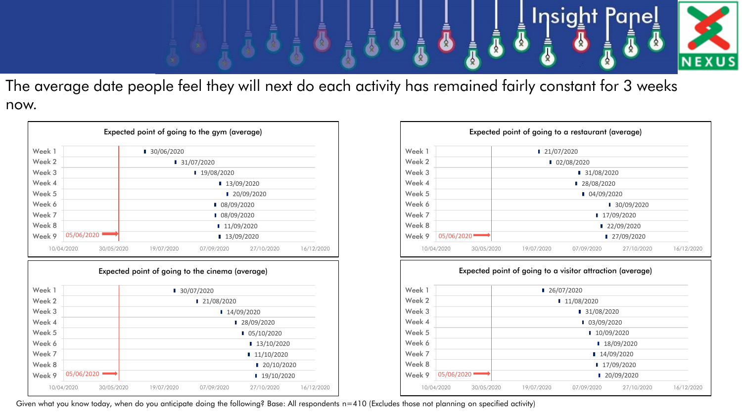# The average date people feel they will next do each activity has remained fairly constant for 3 weeks now.

**Expected point of going to the gym (average)**

| Week | Date |
|---|---|
| Week 1 | 30/06/2020 |
| Week 2 | 31/07/2020 |
| Week 3 | 19/08/2020 |
| Week 4 | 13/09/2020 |
| Week 5 | 20/09/2020 |
| Week 6 | 08/09/2020 |
| Week 7 | 08/09/2020 |
| Week 8 | 11/09/2020 |
| Week 9 | 13/09/2020 |

05/06/2020

10/04/2020 30/05/2020 19/07/2020 07/09/2020 27/10/2020 16/12/2020

**Expected point of going to a restaurant (average)**

| Week | Date |
|---|---|
| Week 1 | 21/07/2020 |
| Week 2 | 02/08/2020 |
| Week 3 | 31/08/2020 |
| Week 4 | 28/08/2020 |
| Week 5 | 04/09/2020 |
| Week 6 | 30/09/2020 |
| Week 7 | 17/09/2020 |
| Week 8 | 22/09/2020 |
| Week 9 | 27/09/2020 |

05/06/2020

10/04/2020 30/05/2020 19/07/2020 07/09/2020 27/10/2020 16/12/2020

**Expected point of going to the cinema (average)**

| Week | Date |
|---|---|
| Week 1 | 30/07/2020 |
| Week 2 | 21/08/2020 |
| Week 3 | 14/09/2020 |
| Week 4 | 28/09/2020 |
| Week 5 | 05/10/2020 |
| Week 6 | 13/10/2020 |
| Week 7 | 11/10/2020 |
| Week 8 | 20/10/2020 |
| Week 9 | 19/10/2020 |

05/06/2020

10/04/2020 30/05/2020 19/07/2020 07/09/2020 27/10/2020 16/12/2020

**Expected point of going to a visitor attraction (average)**

| Week | Date |
|---|---|
| Week 1 | 26/07/2020 |
| Week 2 | 11/08/2020 |
| Week 3 | 31/08/2020 |
| Week 4 | 03/09/2020 |
| Week 5 | 10/09/2020 |
| Week 6 | 18/09/2020 |
| Week 7 | 14/09/2020 |
| Week 8 | 17/09/2020 |
| Week 9 | 20/09/2020 |

05/06/2020

10/04/2020 30/05/2020 19/07/2020 07/09/2020 27/10/2020 16/12/2020

Given what you know today, when do you anticipate doing the following? Base: All respondents n=410 (Excludes those not planning on specified activity)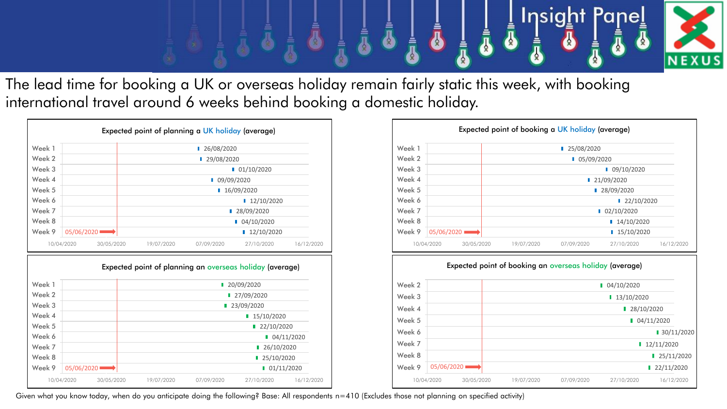The lead time for booking a UK or overseas holiday remain fairly static this week, with booking international travel around 6 weeks behind booking a domestic holiday.

### Expected point of planning a UK holiday (average)

| Week | Date |
| --- | --- |
| Week 1 | 26/08/2020 |
| Week 2 | 29/08/2020 |
| Week 3 | 01/10/2020 |
| Week 4 | 09/09/2020 |
| Week 5 | 16/09/2020 |
| Week 6 | 12/10/2020 |
| Week 7 | 28/09/2020 |
| Week 8 | 04/10/2020 |
| Week 9 | 12/10/2020 |

Current date marker: 05/06/2020

### Expected point of booking a UK holiday (average)

| Week | Date |
| --- | --- |
| Week 1 | 25/08/2020 |
| Week 2 | 05/09/2020 |
| Week 3 | 09/10/2020 |
| Week 4 | 21/09/2020 |
| Week 5 | 28/09/2020 |
| Week 6 | 22/10/2020 |
| Week 7 | 02/10/2020 |
| Week 8 | 14/10/2020 |
| Week 9 | 15/10/2020 |

Current date marker: 05/06/2020

### Expected point of planning an overseas holiday (average)

| Week | Date |
| --- | --- |
| Week 1 | 20/09/2020 |
| Week 2 | 27/09/2020 |
| Week 3 | 23/09/2020 |
| Week 4 | 15/10/2020 |
| Week 5 | 22/10/2020 |
| Week 6 | 04/11/2020 |
| Week 7 | 26/10/2020 |
| Week 8 | 25/10/2020 |
| Week 9 | 01/11/2020 |

Current date marker: 05/06/2020

### Expected point of booking an overseas holiday (average)

| Week | Date |
| --- | --- |
| Week 2 | 04/10/2020 |
| Week 3 | 13/10/2020 |
| Week 4 | 28/10/2020 |
| Week 5 | 04/11/2020 |
| Week 6 | 30/11/2020 |
| Week 7 | 12/11/2020 |
| Week 8 | 25/11/2020 |
| Week 9 | 22/11/2020 |

Current date marker: 05/06/2020

Given what you know today, when do you anticipate doing the following? Base: All respondents n=410 (Excludes those not planning on specified activity)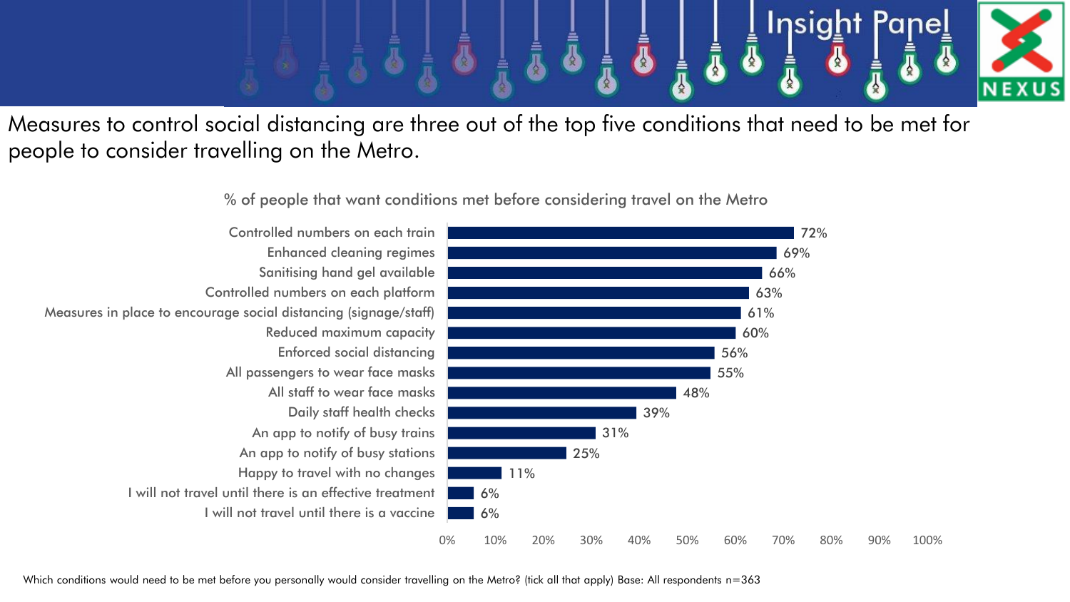Measures to control social distancing are three out of the top five conditions that need to be met for people to consider travelling on the Metro.

% of people that want conditions met before considering travel on the Metro

| Condition | % |
|---|---|
| Controlled numbers on each train | 72% |
| Enhanced cleaning regimes | 69% |
| Sanitising hand gel available | 66% |
| Controlled numbers on each platform | 63% |
| Measures in place to encourage social distancing (signage/staff) | 61% |
| Reduced maximum capacity | 60% |
| Enforced social distancing | 56% |
| All passengers to wear face masks | 55% |
| All staff to wear face masks | 48% |
| Daily staff health checks | 39% |
| An app to notify of busy trains | 31% |
| An app to notify of busy stations | 25% |
| Happy to travel with no changes | 11% |
| I will not travel until there is an effective treatment | 6% |
| I will not travel until there is a vaccine | 6% |

Which conditions would need to be met before you personally would consider travelling on the Metro? (tick all that apply) Base: All respondents n=363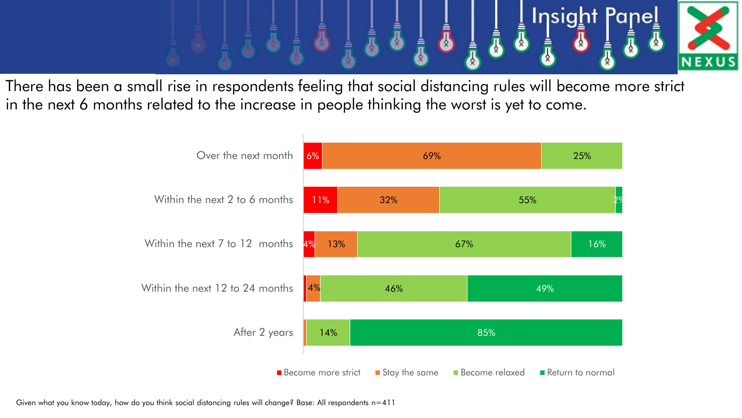There has been a small rise in respondents feeling that social distancing rules will become more strict in the next 6 months related to the increase in people thinking the worst is yet to come.

| | Become more strict | Stay the same | Become relaxed | Return to normal |
|---|---|---|---|---|
| Over the next month | 6% | 69% | 25% | |
| Within the next 2 to 6 months | 11% | 32% | 55% | 2% |
| Within the next 7 to 12 months | 4% | 13% | 67% | 16% |
| Within the next 12 to 24 months | | 4% | 46% | 49% |
| After 2 years | | | 14% | 85% |

Given what you know today, how do you think social distancing rules will change? Base: All respondents n=411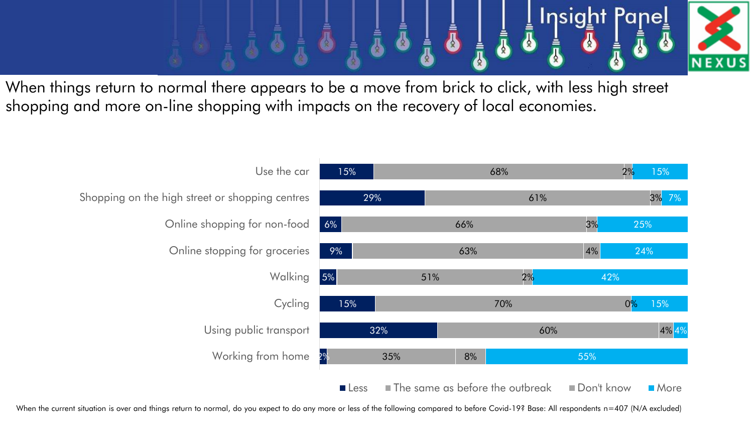When things return to normal there appears to be a move from brick to click, with less high street shopping and more on-line shopping with impacts on the recovery of local economies.

| | Less | The same as before the outbreak | Don't know | More |
|---|---|---|---|---|
| Use the car | 15% | 68% | 2% | 15% |
| Shopping on the high street or shopping centres | 29% | 61% | 3% | 7% |
| Online shopping for non-food | 6% | 66% | 3% | 25% |
| Online stopping for groceries | 9% | 63% | 4% | 24% |
| Walking | 5% | 51% | 2% | 42% |
| Cycling | 15% | 70% | 0% | 15% |
| Using public transport | 32% | 60% | 4% | 4% |
| Working from home | 2% | 35% | 8% | 55% |

When the current situation is over and things return to normal, do you expect to do any more or less of the following compared to before Covid-19? Base: All respondents n=407 (N/A excluded)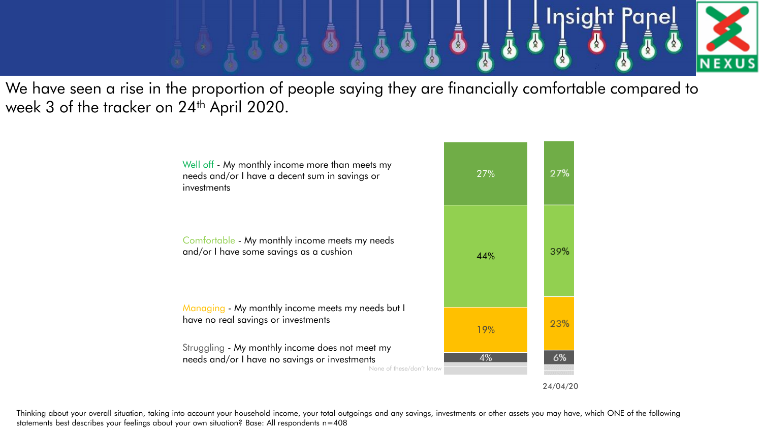We have seen a rise in the proportion of people saying they are financially comfortable compared to week 3 of the tracker on 24th April 2020.

Well off - My monthly income more than meets my needs and/or I have a decent sum in savings or investments

Comfortable - My monthly income meets my needs and/or I have some savings as a cushion

Managing - My monthly income meets my needs but I have no real savings or investments

Struggling - My monthly income does not meet my needs and/or I have no savings or investments

None of these/don't know

27%
44%
19%
4%

27%
39%
23%
6%

24/04/20

Thinking about your overall situation, taking into account your household income, your total outgoings and any savings, investments or other assets you may have, which ONE of the following statements best describes your feelings about your own situation? Base: All respondents n=408